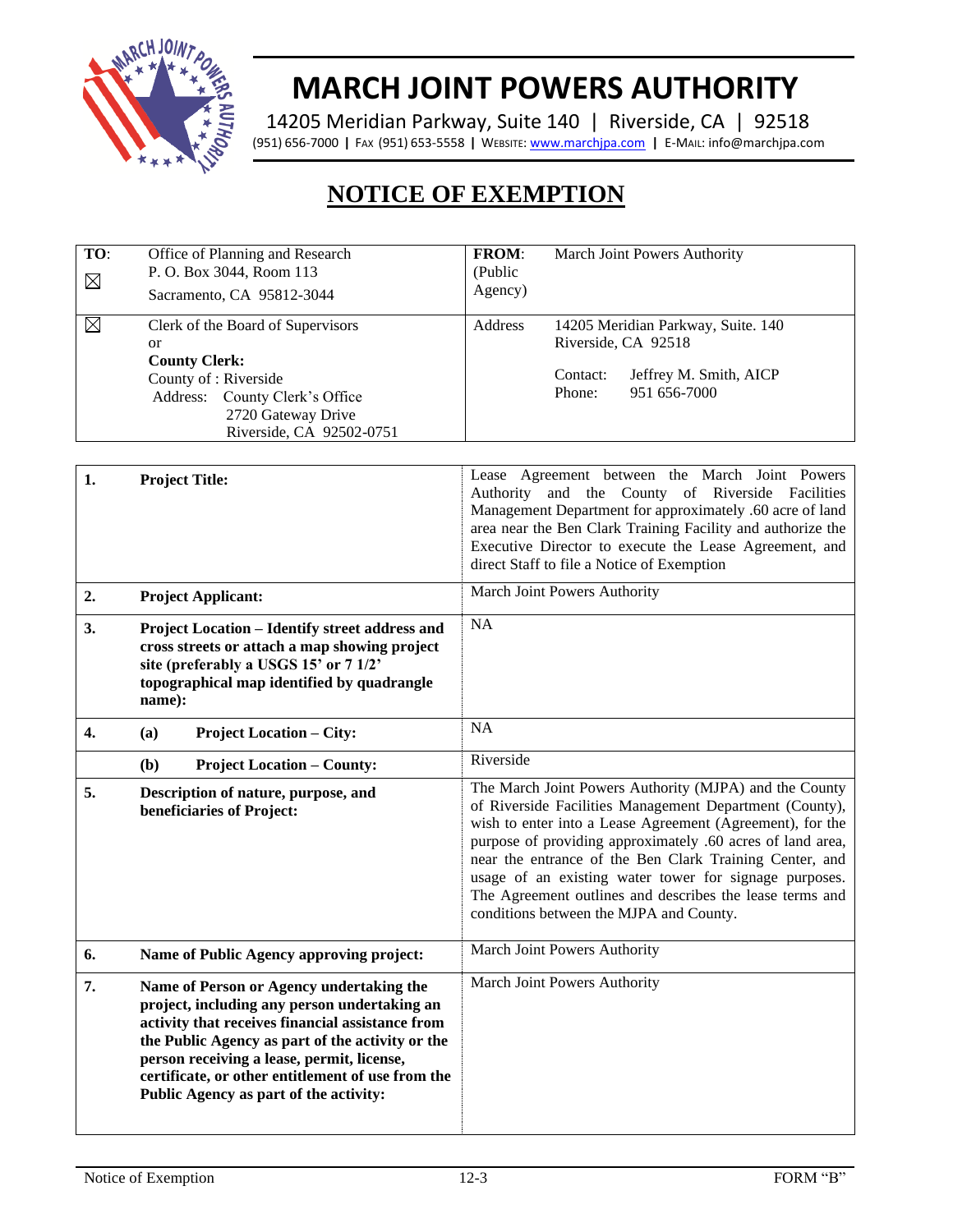# MARCH JOINT POWERS AUTHORITY

14205 Meridian Parkway, Suite 140 | Riverside, CA | 92518
(951) 656-7000 | FAX (951) 653-5558 | WEBSITE: www.marchjpa.com | E-MAIL: info@marchjpa.com

## NOTICE OF EXEMPTION

| TO: ☒ | Office of Planning and Research<br>P. O. Box 3044, Room 113<br>Sacramento, CA 95812-3044 | FROM: (Public Agency) | March Joint Powers Authority |
|---|---|---|---|
| ☒ | Clerk of the Board of Supervisors<br>or<br>**County Clerk:**<br>County of : Riverside<br>Address: County Clerk's Office<br>2720 Gateway Drive<br>Riverside, CA 92502-0751 | Address | 14205 Meridian Parkway, Suite. 140<br>Riverside, CA 92518<br>Contact: Jeffrey M. Smith, AICP<br>Phone: 951 656-7000 |

| | | |
|---|---|---|
| **1.** | **Project Title:** | Lease Agreement between the March Joint Powers Authority and the County of Riverside Facilities Management Department for approximately .60 acre of land area near the Ben Clark Training Facility and authorize the Executive Director to execute the Lease Agreement, and direct Staff to file a Notice of Exemption |
| **2.** | **Project Applicant:** | March Joint Powers Authority |
| **3.** | **Project Location – Identify street address and cross streets or attach a map showing project site (preferably a USGS 15' or 7 1/2' topographical map identified by quadrangle name):** | NA |
| **4.** | **(a) Project Location – City:** | NA |
| | **(b) Project Location – County:** | Riverside |
| **5.** | **Description of nature, purpose, and beneficiaries of Project:** | The March Joint Powers Authority (MJPA) and the County of Riverside Facilities Management Department (County), wish to enter into a Lease Agreement (Agreement), for the purpose of providing approximately .60 acres of land area, near the entrance of the Ben Clark Training Center, and usage of an existing water tower for signage purposes. The Agreement outlines and describes the lease terms and conditions between the MJPA and County. |
| **6.** | **Name of Public Agency approving project:** | March Joint Powers Authority |
| **7.** | **Name of Person or Agency undertaking the project, including any person undertaking an activity that receives financial assistance from the Public Agency as part of the activity or the person receiving a lease, permit, license, certificate, or other entitlement of use from the Public Agency as part of the activity:** | March Joint Powers Authority |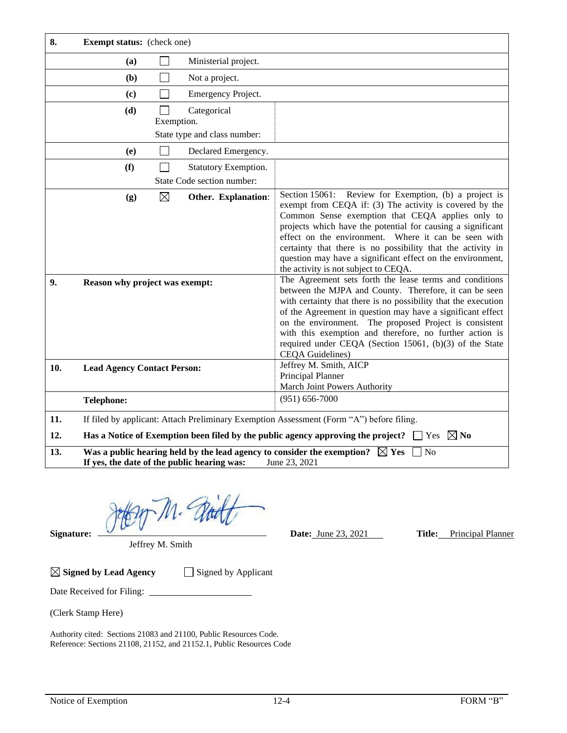| | | |
|---|---|---|
| **8.** | **Exempt status:** (check one) | |
| | **(a)** ☐ Ministerial project. | |
| | **(b)** ☐ Not a project. | |
| | **(c)** ☐ Emergency Project. | |
| | **(d)** ☐ Categorical Exemption. State type and class number: | |
| | **(e)** ☐ Declared Emergency. | |
| | **(f)** ☐ Statutory Exemption. State Code section number: | |
| | **(g)** ☒ **Other. Explanation**: | Section 15061: Review for Exemption, (b) a project is exempt from CEQA if: (3) The activity is covered by the Common Sense exemption that CEQA applies only to projects which have the potential for causing a significant effect on the environment. Where it can be seen with certainty that there is no possibility that the activity in question may have a significant effect on the environment, the activity is not subject to CEQA. |
| **9.** | **Reason why project was exempt:** | The Agreement sets forth the lease terms and conditions between the MJPA and County. Therefore, it can be seen with certainty that there is no possibility that the execution of the Agreement in question may have a significant effect on the environment. The proposed Project is consistent with this exemption and therefore, no further action is required under CEQA (Section 15061, (b)(3) of the State CEQA Guidelines) |
| **10.** | **Lead Agency Contact Person:** | Jeffrey M. Smith, AICP<br>Principal Planner<br>March Joint Powers Authority |
| | **Telephone:** | (951) 656-7000 |
| **11.** | If filed by applicant: Attach Preliminary Exemption Assessment (Form "A") before filing. | |
| **12.** | **Has a Notice of Exemption been filed by the public agency approving the project?** ☐ Yes ☒ **No** | |
| **13.** | **Was a public hearing held by the lead agency to consider the exemption?** ☒ **Yes** ☐ No<br>**If yes, the date of the public hearing was:** June 23, 2021 | |

**Signature:** Jeffrey M. Smith **Date:** June 23, 2021 **Title:** Principal Planner

☒ **Signed by Lead Agency** ☐ Signed by Applicant

Date Received for Filing: ______________________

(Clerk Stamp Here)

Authority cited: Sections 21083 and 21100, Public Resources Code.
Reference: Sections 21108, 21152, and 21152.1, Public Resources Code

Notice of Exemption 12-4 FORM "B"